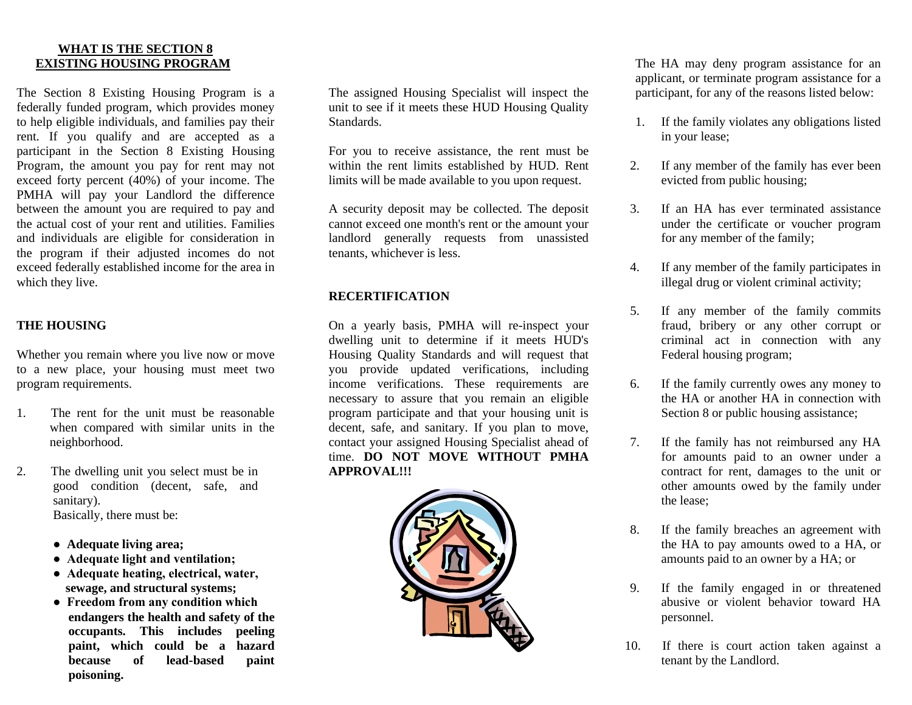## WHAT IS THE SECTION 8 EXISTING HOUSING PROGRAM

The Section 8 Existing Housing Program is a federally funded program, which provides money to help eligible individuals, and families pay their rent. If you qualify and are accepted as a participant in the Section 8 Existing Housing Program, the amount you pay for rent may not exceed forty percent (40%) of your income. The PMHA will pay your Landlord the difference between the amount you are required to pay and the actual cost of your rent and utilities. Families and individuals are eligible for consideration in the program if their adjusted incomes do not exceed federally established income for the area in which they live.

### THE HOUSING

Whether you remain where you live now or move to a new place, your housing must meet two program requirements.

1. The rent for the unit must be reasonable when compared with similar units in the neighborhood.
2. The dwelling unit you select must be in good condition (decent, safe, and sanitary).
   Basically, there must be:
   - **Adequate living area;**
   - **Adequate light and ventilation;**
   - **Adequate heating, electrical, water, sewage, and structural systems;**
   - **Freedom from any condition which endangers the health and safety of the occupants. This includes peeling paint, which could be a hazard because of lead-based paint poisoning.**

The assigned Housing Specialist will inspect the unit to see if it meets these HUD Housing Quality Standards.

For you to receive assistance, the rent must be within the rent limits established by HUD. Rent limits will be made available to you upon request.

A security deposit may be collected. The deposit cannot exceed one month's rent or the amount your landlord generally requests from unassisted tenants, whichever is less.

### RECERTIFICATION

On a yearly basis, PMHA will re-inspect your dwelling unit to determine if it meets HUD's Housing Quality Standards and will request that you provide updated verifications, including income verifications. These requirements are necessary to assure that you remain an eligible program participate and that your housing unit is decent, safe, and sanitary. If you plan to move, contact your assigned Housing Specialist ahead of time. **DO NOT MOVE WITHOUT PMHA APPROVAL!!!**

The HA may deny program assistance for an applicant, or terminate program assistance for a participant, for any of the reasons listed below:

1. If the family violates any obligations listed in your lease;
2. If any member of the family has ever been evicted from public housing;
3. If an HA has ever terminated assistance under the certificate or voucher program for any member of the family;
4. If any member of the family participates in illegal drug or violent criminal activity;
5. If any member of the family commits fraud, bribery or any other corrupt or criminal act in connection with any Federal housing program;
6. If the family currently owes any money to the HA or another HA in connection with Section 8 or public housing assistance;
7. If the family has not reimbursed any HA for amounts paid to an owner under a contract for rent, damages to the unit or other amounts owed by the family under the lease;
8. If the family breaches an agreement with the HA to pay amounts owed to a HA, or amounts paid to an owner by a HA; or
9. If the family engaged in or threatened abusive or violent behavior toward HA personnel.
10. If there is court action taken against a tenant by the Landlord.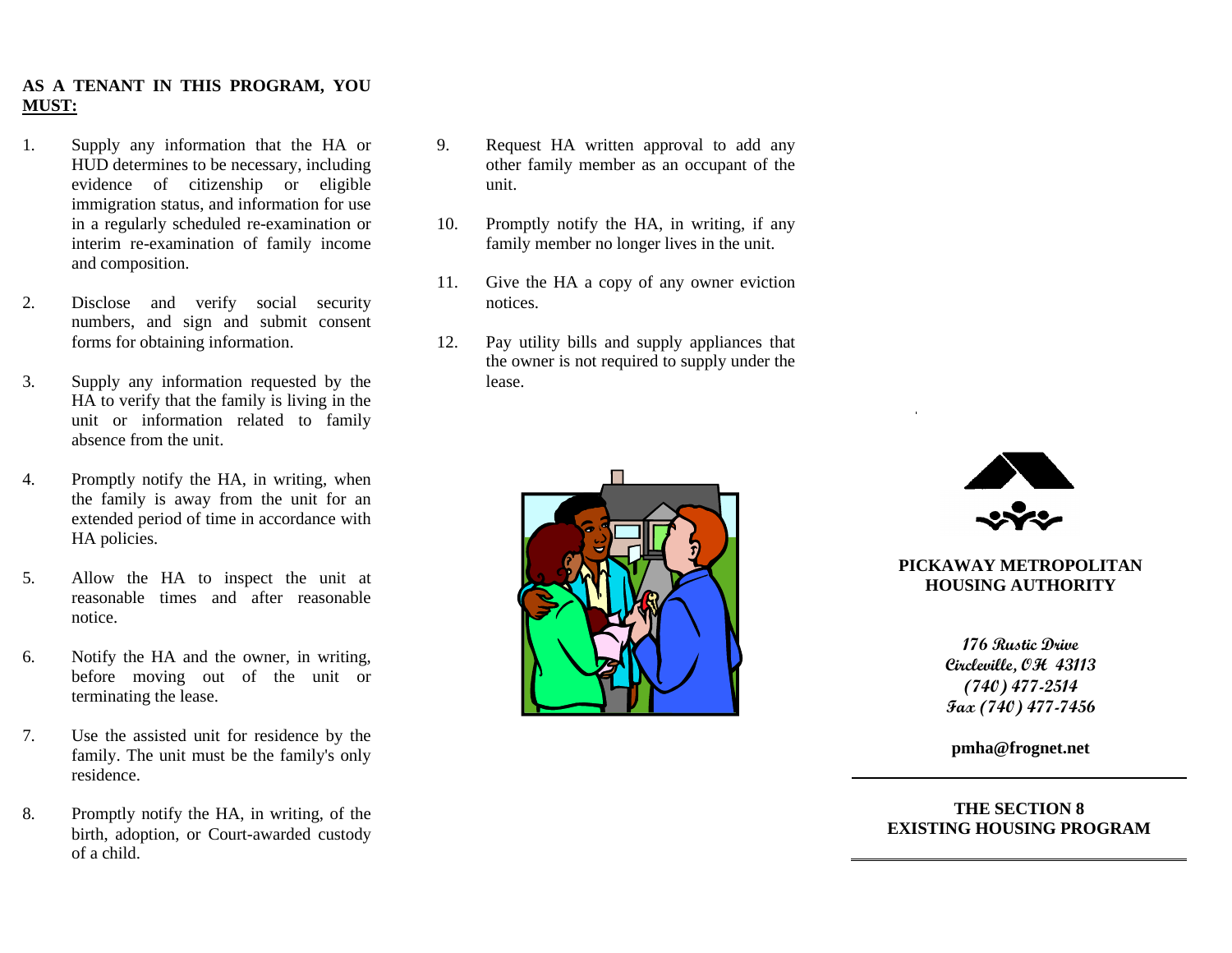**AS A TENANT IN THIS PROGRAM, YOU MUST:**

1. Supply any information that the HA or HUD determines to be necessary, including evidence of citizenship or eligible immigration status, and information for use in a regularly scheduled re-examination or interim re-examination of family income and composition.

2. Disclose and verify social security numbers, and sign and submit consent forms for obtaining information.

3. Supply any information requested by the HA to verify that the family is living in the unit or information related to family absence from the unit.

4. Promptly notify the HA, in writing, when the family is away from the unit for an extended period of time in accordance with HA policies.

5. Allow the HA to inspect the unit at reasonable times and after reasonable notice.

6. Notify the HA and the owner, in writing, before moving out of the unit or terminating the lease.

7. Use the assisted unit for residence by the family. The unit must be the family's only residence.

8. Promptly notify the HA, in writing, of the birth, adoption, or Court-awarded custody of a child.

9. Request HA written approval to add any other family member as an occupant of the unit.

10. Promptly notify the HA, in writing, if any family member no longer lives in the unit.

11. Give the HA a copy of any owner eviction notices.

12. Pay utility bills and supply appliances that the owner is not required to supply under the lease.

**PICKAWAY METROPOLITAN HOUSING AUTHORITY**

*176 Rustic Drive*
*Circleville, OH 43113*
*(740) 477-2514*
*Fax (740) 477-7456*

**pmha@frognet.net**

---

**THE SECTION 8 EXISTING HOUSING PROGRAM**